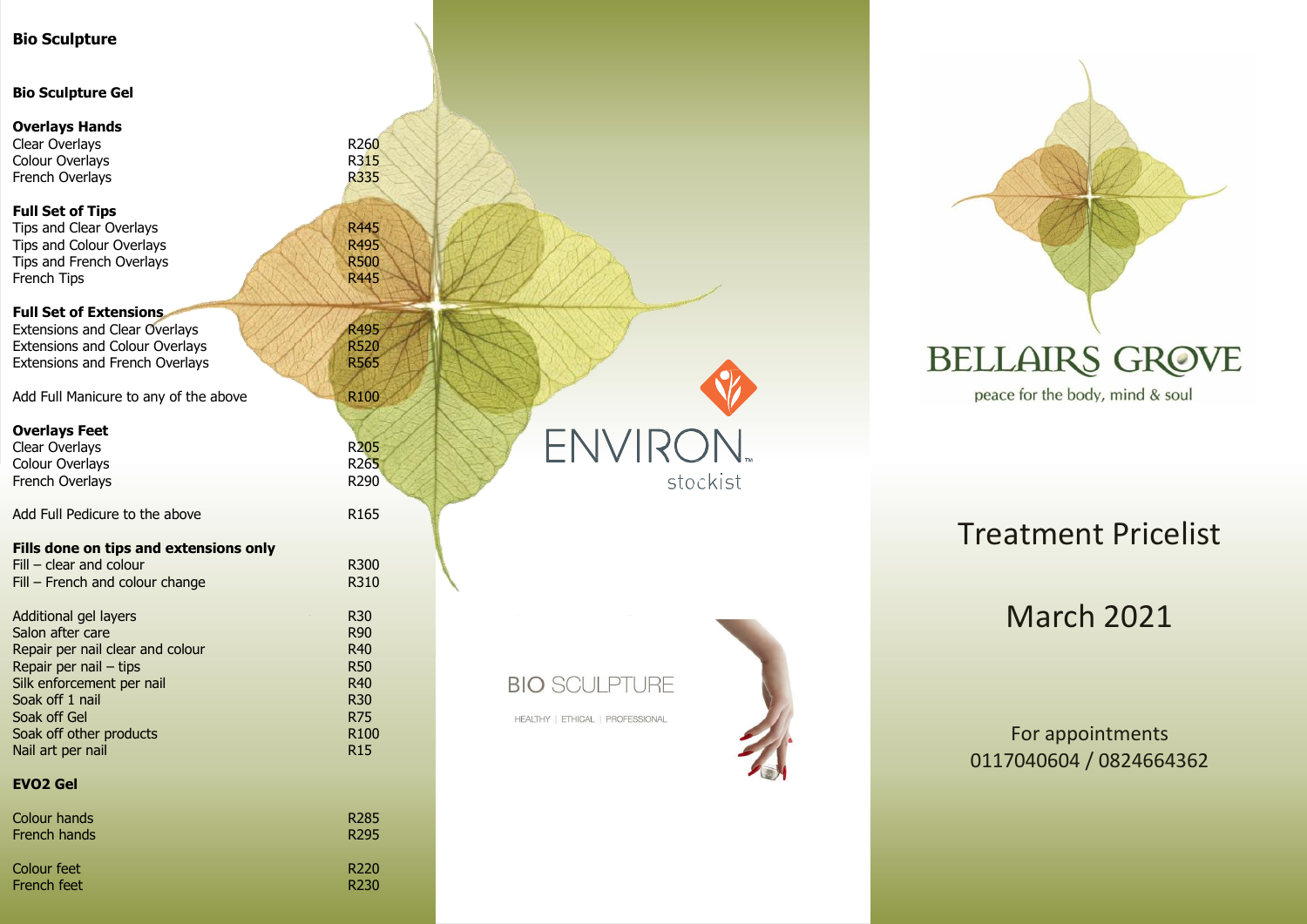# Bio Sculpture

## Bio Sculpture Gel

### Overlays Hands

| | |
|---|---|
| Clear Overlays | R260 |
| Colour Overlays | R315 |
| French Overlays | R335 |

### Full Set of Tips

| | |
|---|---|
| Tips and Clear Overlays | R445 |
| Tips and Colour Overlays | R495 |
| Tips and French Overlays | R500 |
| French Tips | R445 |

### Full Set of Extensions

| | |
|---|---|
| Extensions and Clear Overlays | R495 |
| Extensions and Colour Overlays | R520 |
| Extensions and French Overlays | R565 |

| | |
|---|---|
| Add Full Manicure to any of the above | R100 |

### Overlays Feet

| | |
|---|---|
| Clear Overlays | R205 |
| Colour Overlays | R265 |
| French Overlays | R290 |

| | |
|---|---|
| Add Full Pedicure to the above | R165 |

### Fills done on tips and extensions only

| | |
|---|---|
| Fill – clear and colour | R300 |
| Fill – French and colour change | R310 |

| | |
|---|---|
| Additional gel layers | R30 |
| Salon after care | R90 |
| Repair per nail clear and colour | R40 |
| Repair per nail – tips | R50 |
| Silk enforcement per nail | R40 |
| Soak off 1 nail | R30 |
| Soak off Gel | R75 |
| Soak off other products | R100 |
| Nail art per nail | R15 |

### EVO2 Gel

| | |
|---|---|
| Colour hands | R285 |
| French hands | R295 |

| | |
|---|---|
| Colour feet | R220 |
| French feet | R230 |

ENVIRON

stockist

BIO SCULPTURE

HEALTHY | ETHICAL | PROFESSIONAL

# BELLAIRS GROVE

peace for the body, mind & soul

## Treatment Pricelist

## March 2021

For appointments
0117040604 / 0824664362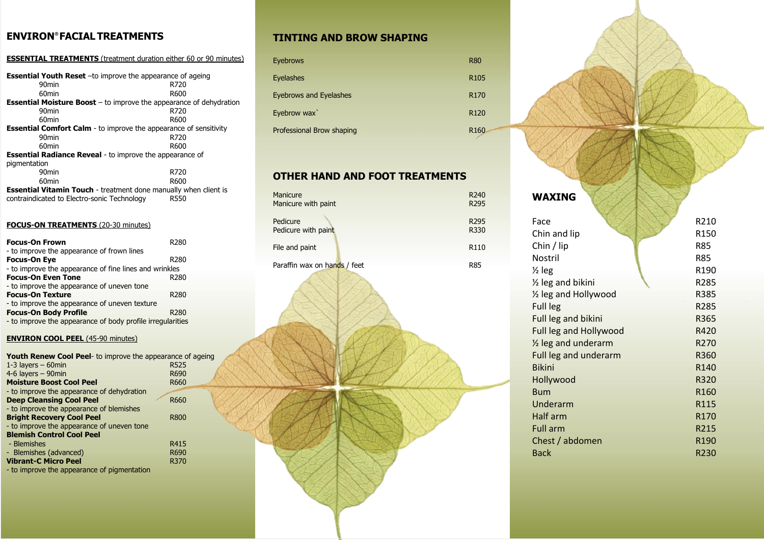## ENVIRON® FACIAL TREATMENTS

**ESSENTIAL TREATMENTS** (treatment duration either 60 or 90 minutes)

**Essential Youth Reset** –to improve the appearance of ageing

| | |
|---|---|
| 90min | R720 |
| 60min | R600 |

**Essential Moisture Boost** – to improve the appearance of dehydration

| | |
|---|---|
| 90min | R720 |
| 60min | R600 |

**Essential Comfort Calm** - to improve the appearance of sensitivity

| | |
|---|---|
| 90min | R720 |
| 60min | R600 |

**Essential Radiance Reveal** - to improve the appearance of pigmentation

| | |
|---|---|
| 90min | R720 |
| 60min | R600 |

**Essential Vitamin Touch** - treatment done manually when client is contraindicated to Electro-sonic Technology R550

**FOCUS-ON TREATMENTS** (20-30 minutes)

**Focus-On Frown** R280
- to improve the appearance of frown lines

**Focus-On Eye** R280
- to improve the appearance of fine lines and wrinkles

**Focus-On Even Tone** R280
- to improve the appearance of uneven tone

**Focus-On Texture** R280
- to improve the appearance of uneven texture

**Focus-On Body Profile** R280
- to improve the appearance of body profile irregularities

**ENVIRON COOL PEEL** (45-90 minutes)

**Youth Renew Cool Peel**- to improve the appearance of ageing

| | |
|---|---|
| 1-3 layers – 60min | R525 |
| 4-6 layers – 90min | R690 |

**Moisture Boost Cool Peel** R660
- to improve the appearance of dehydration

**Deep Cleansing Cool Peel** R660
- to improve the appearance of blemishes

**Bright Recovery Cool Peel** R800
- to improve the appearance of uneven tone

**Blemish Control Cool Peel**

| | |
|---|---|
| - Blemishes | R415 |
| - Blemishes (advanced) | R690 |

**Vibrant-C Micro Peel** R370
- to improve the appearance of pigmentation

## TINTING AND BROW SHAPING

| | |
|---|---|
| Eyebrows | R80 |
| Eyelashes | R105 |
| Eyebrows and Eyelashes | R170 |
| Eyebrow wax` | R120 |
| Professional Brow shaping | R160 |

## OTHER HAND AND FOOT TREATMENTS

| | |
|---|---|
| Manicure | R240 |
| Manicure with paint | R295 |
| Pedicure | R295 |
| Pedicure with paint | R330 |
| File and paint | R110 |
| Paraffin wax on hands / feet | R85 |

## WAXING

| | |
|---|---|
| Face | R210 |
| Chin and lip | R150 |
| Chin / lip | R85 |
| Nostril | R85 |
| ½ leg | R190 |
| ½ leg and bikini | R285 |
| ½ leg and Hollywood | R385 |
| Full leg | R285 |
| Full leg and bikini | R365 |
| Full leg and Hollywood | R420 |
| ½ leg and underarm | R270 |
| Full leg and underarm | R360 |
| Bikini | R140 |
| Hollywood | R320 |
| Bum | R160 |
| Underarm | R115 |
| Half arm | R170 |
| Full arm | R215 |
| Chest / abdomen | R190 |
| Back | R230 |